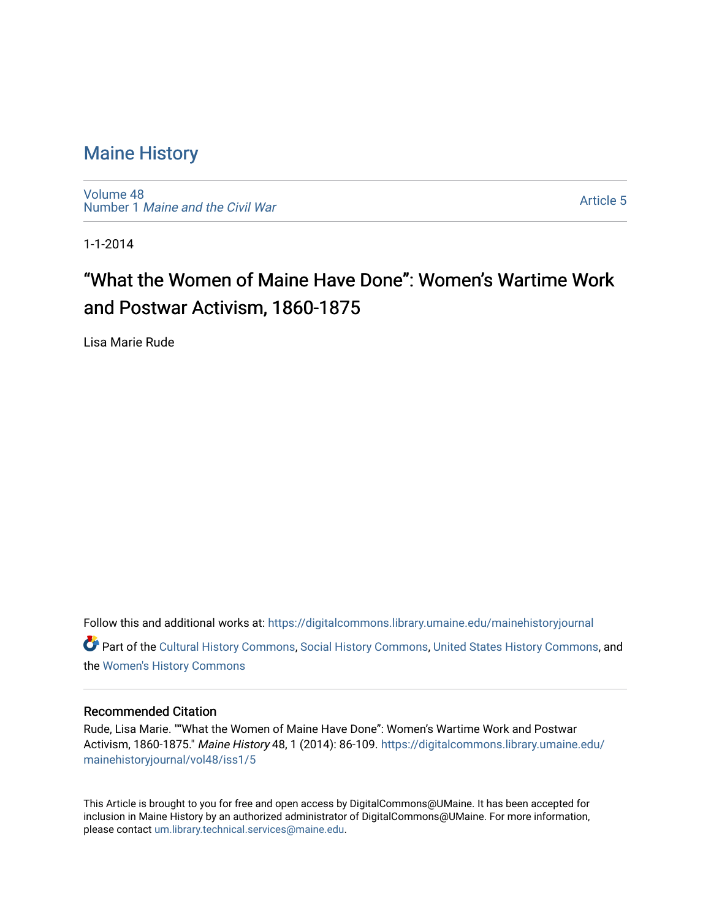# Maine History

Volume 48
Number 1 *Maine and the Civil War*

Article 5

1-1-2014

## "What the Women of Maine Have Done": Women's Wartime Work and Postwar Activism, 1860-1875

Lisa Marie Rude

Follow this and additional works at: https://digitalcommons.library.umaine.edu/mainehistoryjournal

Part of the Cultural History Commons, Social History Commons, United States History Commons, and the Women's History Commons

### Recommended Citation

Rude, Lisa Marie. ""What the Women of Maine Have Done": Women's Wartime Work and Postwar Activism, 1860-1875." *Maine History* 48, 1 (2014): 86-109. https://digitalcommons.library.umaine.edu/mainehistoryjournal/vol48/iss1/5

This Article is brought to you for free and open access by DigitalCommons@UMaine. It has been accepted for inclusion in Maine History by an authorized administrator of DigitalCommons@UMaine. For more information, please contact um.library.technical.services@maine.edu.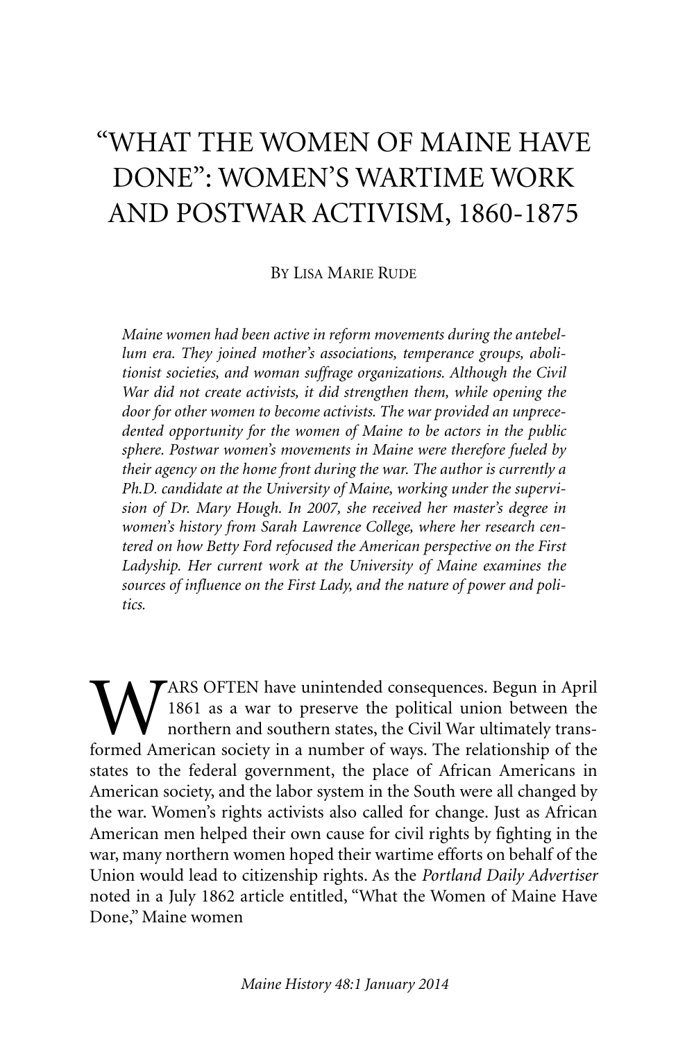# "WHAT THE WOMEN OF MAINE HAVE DONE": WOMEN'S WARTIME WORK AND POSTWAR ACTIVISM, 1860-1875

BY LISA MARIE RUDE

*Maine women had been active in reform movements during the antebellum era. They joined mother's associations, temperance groups, abolitionist societies, and woman suffrage organizations. Although the Civil War did not create activists, it did strengthen them, while opening the door for other women to become activists. The war provided an unprecedented opportunity for the women of Maine to be actors in the public sphere. Postwar women's movements in Maine were therefore fueled by their agency on the home front during the war. The author is currently a Ph.D. candidate at the University of Maine, working under the supervision of Dr. Mary Hough. In 2007, she received her master's degree in women's history from Sarah Lawrence College, where her research centered on how Betty Ford refocused the American perspective on the First Ladyship. Her current work at the University of Maine examines the sources of influence on the First Lady, and the nature of power and politics.*

WARS OFTEN have unintended consequences. Begun in April 1861 as a war to preserve the political union between the northern and southern states, the Civil War ultimately transformed American society in a number of ways. The relationship of the states to the federal government, the place of African Americans in American society, and the labor system in the South were all changed by the war. Women's rights activists also called for change. Just as African American men helped their own cause for civil rights by fighting in the war, many northern women hoped their wartime efforts on behalf of the Union would lead to citizenship rights. As the *Portland Daily Advertiser* noted in a July 1862 article entitled, "What the Women of Maine Have Done," Maine women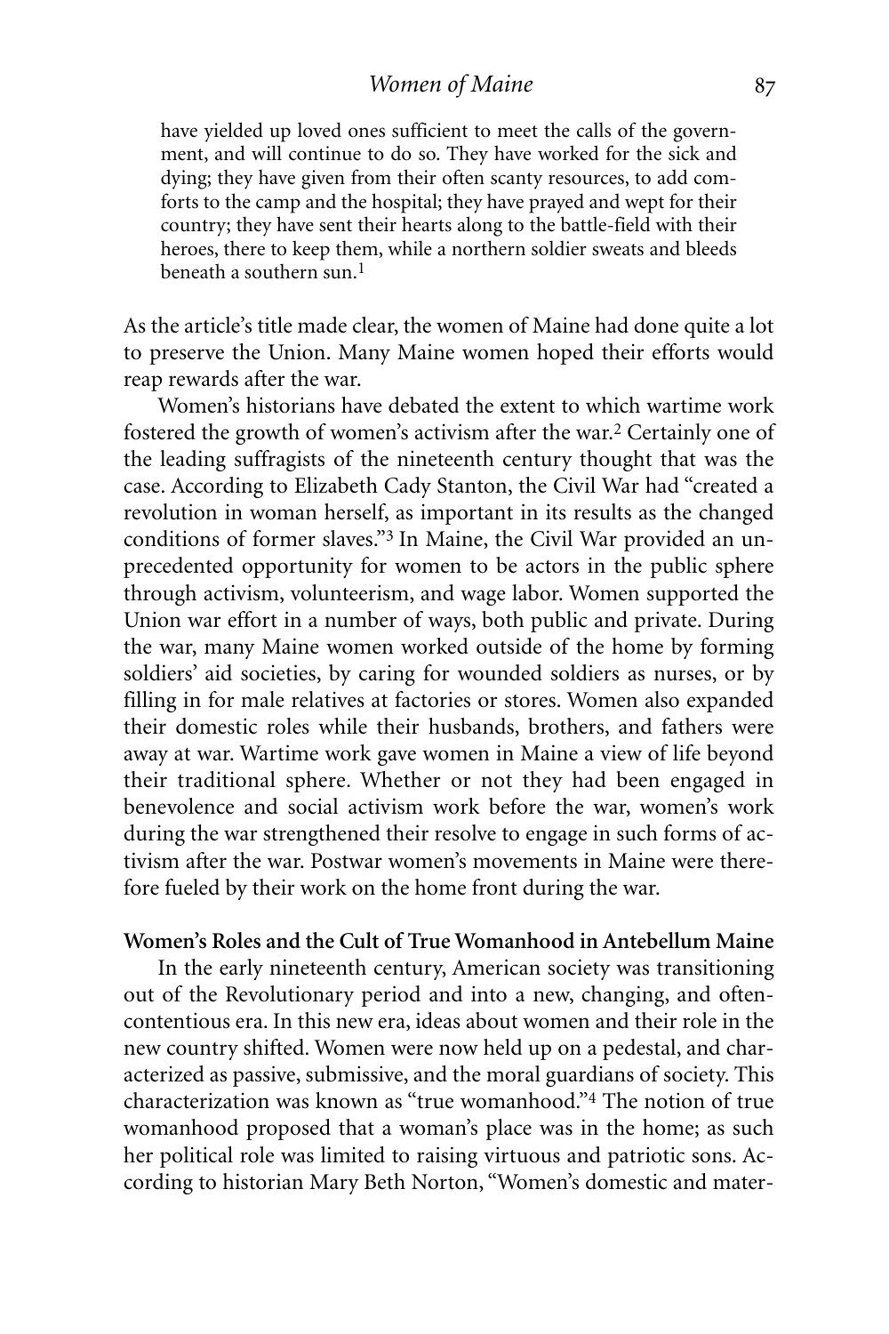> have yielded up loved ones sufficient to meet the calls of the government, and will continue to do so. They have worked for the sick and dying; they have given from their often scanty resources, to add comforts to the camp and the hospital; they have prayed and wept for their country; they have sent their hearts along to the battle-field with their heroes, there to keep them, while a northern soldier sweats and bleeds beneath a southern sun.[1]

As the article's title made clear, the women of Maine had done quite a lot to preserve the Union. Many Maine women hoped their efforts would reap rewards after the war.

Women's historians have debated the extent to which wartime work fostered the growth of women's activism after the war.[2] Certainly one of the leading suffragists of the nineteenth century thought that was the case. According to Elizabeth Cady Stanton, the Civil War had "created a revolution in woman herself, as important in its results as the changed conditions of former slaves."[3] In Maine, the Civil War provided an unprecedented opportunity for women to be actors in the public sphere through activism, volunteerism, and wage labor. Women supported the Union war effort in a number of ways, both public and private. During the war, many Maine women worked outside of the home by forming soldiers' aid societies, by caring for wounded soldiers as nurses, or by filling in for male relatives at factories or stores. Women also expanded their domestic roles while their husbands, brothers, and fathers were away at war. Wartime work gave women in Maine a view of life beyond their traditional sphere. Whether or not they had been engaged in benevolence and social activism work before the war, women's work during the war strengthened their resolve to engage in such forms of activism after the war. Postwar women's movements in Maine were therefore fueled by their work on the home front during the war.

## Women's Roles and the Cult of True Womanhood in Antebellum Maine

In the early nineteenth century, American society was transitioning out of the Revolutionary period and into a new, changing, and often-contentious era. In this new era, ideas about women and their role in the new country shifted. Women were now held up on a pedestal, and characterized as passive, submissive, and the moral guardians of society. This characterization was known as "true womanhood."[4] The notion of true womanhood proposed that a woman's place was in the home; as such her political role was limited to raising virtuous and patriotic sons. According to historian Mary Beth Norton, "Women's domestic and mater-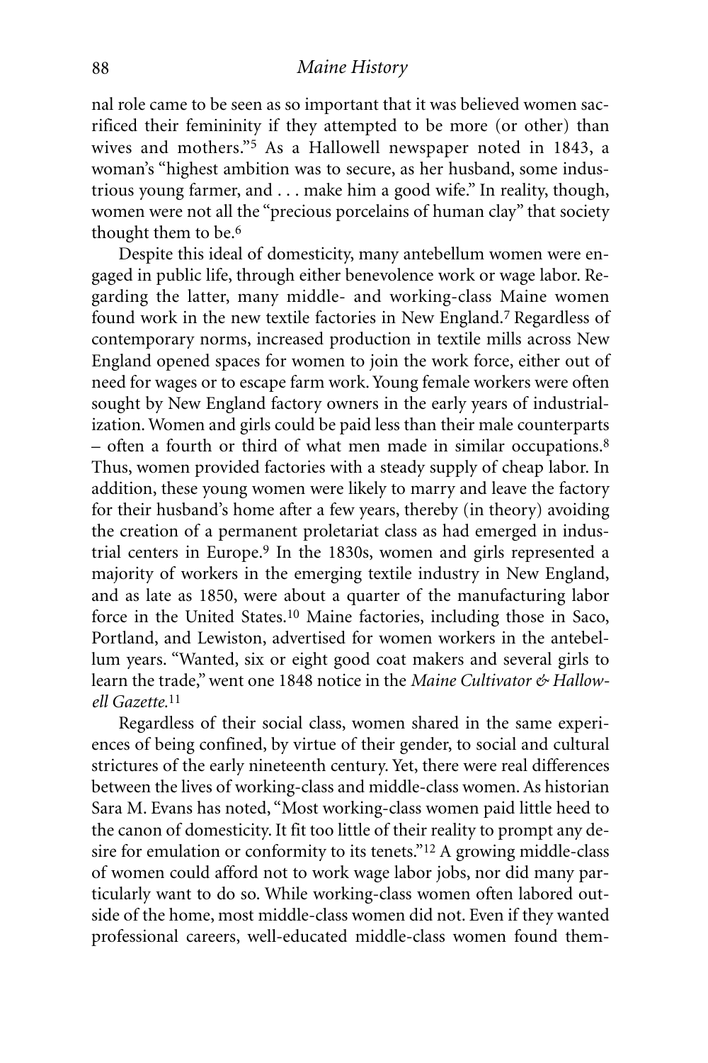nal role came to be seen as so important that it was believed women sacrificed their femininity if they attempted to be more (or other) than wives and mothers."[5] As a Hallowell newspaper noted in 1843, a woman's "highest ambition was to secure, as her husband, some industrious young farmer, and . . . make him a good wife." In reality, though, women were not all the "precious porcelains of human clay" that society thought them to be.[6]

Despite this ideal of domesticity, many antebellum women were engaged in public life, through either benevolence work or wage labor. Regarding the latter, many middle- and working-class Maine women found work in the new textile factories in New England.[7] Regardless of contemporary norms, increased production in textile mills across New England opened spaces for women to join the work force, either out of need for wages or to escape farm work. Young female workers were often sought by New England factory owners in the early years of industrialization. Women and girls could be paid less than their male counterparts – often a fourth or third of what men made in similar occupations.[8] Thus, women provided factories with a steady supply of cheap labor. In addition, these young women were likely to marry and leave the factory for their husband's home after a few years, thereby (in theory) avoiding the creation of a permanent proletariat class as had emerged in industrial centers in Europe.[9] In the 1830s, women and girls represented a majority of workers in the emerging textile industry in New England, and as late as 1850, were about a quarter of the manufacturing labor force in the United States.[10] Maine factories, including those in Saco, Portland, and Lewiston, advertised for women workers in the antebellum years. "Wanted, six or eight good coat makers and several girls to learn the trade," went one 1848 notice in the *Maine Cultivator & Hallowell Gazette.*[11]

Regardless of their social class, women shared in the same experiences of being confined, by virtue of their gender, to social and cultural strictures of the early nineteenth century. Yet, there were real differences between the lives of working-class and middle-class women. As historian Sara M. Evans has noted, "Most working-class women paid little heed to the canon of domesticity. It fit too little of their reality to prompt any desire for emulation or conformity to its tenets."[12] A growing middle-class of women could afford not to work wage labor jobs, nor did many particularly want to do so. While working-class women often labored outside of the home, most middle-class women did not. Even if they wanted professional careers, well-educated middle-class women found them-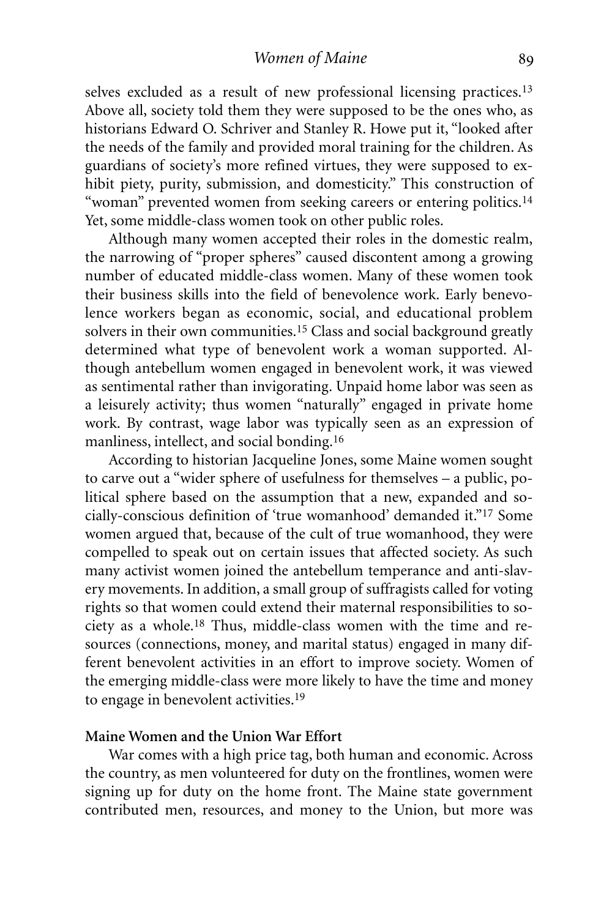selves excluded as a result of new professional licensing practices.[13] Above all, society told them they were supposed to be the ones who, as historians Edward O. Schriver and Stanley R. Howe put it, "looked after the needs of the family and provided moral training for the children. As guardians of society's more refined virtues, they were supposed to exhibit piety, purity, submission, and domesticity." This construction of "woman" prevented women from seeking careers or entering politics.[14] Yet, some middle-class women took on other public roles.

Although many women accepted their roles in the domestic realm, the narrowing of "proper spheres" caused discontent among a growing number of educated middle-class women. Many of these women took their business skills into the field of benevolence work. Early benevolence workers began as economic, social, and educational problem solvers in their own communities.[15] Class and social background greatly determined what type of benevolent work a woman supported. Although antebellum women engaged in benevolent work, it was viewed as sentimental rather than invigorating. Unpaid home labor was seen as a leisurely activity; thus women "naturally" engaged in private home work. By contrast, wage labor was typically seen as an expression of manliness, intellect, and social bonding.[16]

According to historian Jacqueline Jones, some Maine women sought to carve out a "wider sphere of usefulness for themselves – a public, political sphere based on the assumption that a new, expanded and socially-conscious definition of 'true womanhood' demanded it."[17] Some women argued that, because of the cult of true womanhood, they were compelled to speak out on certain issues that affected society. As such many activist women joined the antebellum temperance and anti-slavery movements. In addition, a small group of suffragists called for voting rights so that women could extend their maternal responsibilities to society as a whole.[18] Thus, middle-class women with the time and resources (connections, money, and marital status) engaged in many different benevolent activities in an effort to improve society. Women of the emerging middle-class were more likely to have the time and money to engage in benevolent activities.[19]

**Maine Women and the Union War Effort**

War comes with a high price tag, both human and economic. Across the country, as men volunteered for duty on the frontlines, women were signing up for duty on the home front. The Maine state government contributed men, resources, and money to the Union, but more was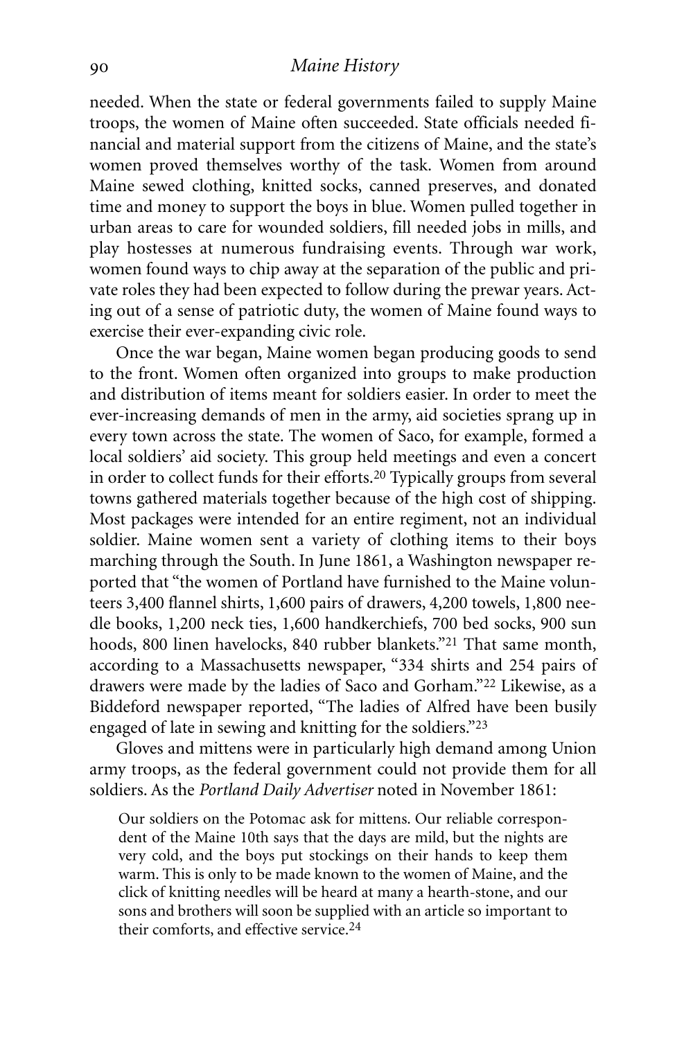needed. When the state or federal governments failed to supply Maine troops, the women of Maine often succeeded. State officials needed financial and material support from the citizens of Maine, and the state's women proved themselves worthy of the task. Women from around Maine sewed clothing, knitted socks, canned preserves, and donated time and money to support the boys in blue. Women pulled together in urban areas to care for wounded soldiers, fill needed jobs in mills, and play hostesses at numerous fundraising events. Through war work, women found ways to chip away at the separation of the public and private roles they had been expected to follow during the prewar years. Acting out of a sense of patriotic duty, the women of Maine found ways to exercise their ever-expanding civic role.

Once the war began, Maine women began producing goods to send to the front. Women often organized into groups to make production and distribution of items meant for soldiers easier. In order to meet the ever-increasing demands of men in the army, aid societies sprang up in every town across the state. The women of Saco, for example, formed a local soldiers' aid society. This group held meetings and even a concert in order to collect funds for their efforts.[20] Typically groups from several towns gathered materials together because of the high cost of shipping. Most packages were intended for an entire regiment, not an individual soldier. Maine women sent a variety of clothing items to their boys marching through the South. In June 1861, a Washington newspaper reported that "the women of Portland have furnished to the Maine volunteers 3,400 flannel shirts, 1,600 pairs of drawers, 4,200 towels, 1,800 needle books, 1,200 neck ties, 1,600 handkerchiefs, 700 bed socks, 900 sun hoods, 800 linen havelocks, 840 rubber blankets."[21] That same month, according to a Massachusetts newspaper, "334 shirts and 254 pairs of drawers were made by the ladies of Saco and Gorham."[22] Likewise, as a Biddeford newspaper reported, "The ladies of Alfred have been busily engaged of late in sewing and knitting for the soldiers."[23]

Gloves and mittens were in particularly high demand among Union army troops, as the federal government could not provide them for all soldiers. As the *Portland Daily Advertiser* noted in November 1861:

> Our soldiers on the Potomac ask for mittens. Our reliable correspondent of the Maine 10th says that the days are mild, but the nights are very cold, and the boys put stockings on their hands to keep them warm. This is only to be made known to the women of Maine, and the click of knitting needles will be heard at many a hearth-stone, and our sons and brothers will soon be supplied with an article so important to their comforts, and effective service.[24]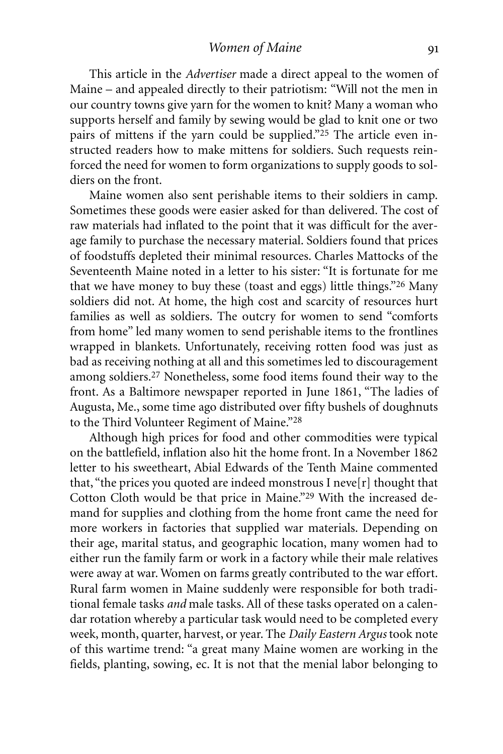This article in the *Advertiser* made a direct appeal to the women of Maine – and appealed directly to their patriotism: "Will not the men in our country towns give yarn for the women to knit? Many a woman who supports herself and family by sewing would be glad to knit one or two pairs of mittens if the yarn could be supplied."[25] The article even instructed readers how to make mittens for soldiers. Such requests reinforced the need for women to form organizations to supply goods to soldiers on the front.

Maine women also sent perishable items to their soldiers in camp. Sometimes these goods were easier asked for than delivered. The cost of raw materials had inflated to the point that it was difficult for the average family to purchase the necessary material. Soldiers found that prices of foodstuffs depleted their minimal resources. Charles Mattocks of the Seventeenth Maine noted in a letter to his sister: "It is fortunate for me that we have money to buy these (toast and eggs) little things."[26] Many soldiers did not. At home, the high cost and scarcity of resources hurt families as well as soldiers. The outcry for women to send "comforts from home" led many women to send perishable items to the frontlines wrapped in blankets. Unfortunately, receiving rotten food was just as bad as receiving nothing at all and this sometimes led to discouragement among soldiers.[27] Nonetheless, some food items found their way to the front. As a Baltimore newspaper reported in June 1861, "The ladies of Augusta, Me., some time ago distributed over fifty bushels of doughnuts to the Third Volunteer Regiment of Maine."[28]

Although high prices for food and other commodities were typical on the battlefield, inflation also hit the home front. In a November 1862 letter to his sweetheart, Abial Edwards of the Tenth Maine commented that, "the prices you quoted are indeed monstrous I neve[r] thought that Cotton Cloth would be that price in Maine."[29] With the increased demand for supplies and clothing from the home front came the need for more workers in factories that supplied war materials. Depending on their age, marital status, and geographic location, many women had to either run the family farm or work in a factory while their male relatives were away at war. Women on farms greatly contributed to the war effort. Rural farm women in Maine suddenly were responsible for both traditional female tasks *and* male tasks. All of these tasks operated on a calendar rotation whereby a particular task would need to be completed every week, month, quarter, harvest, or year. The *Daily Eastern Argus* took note of this wartime trend: "a great many Maine women are working in the fields, planting, sowing, ec. It is not that the menial labor belonging to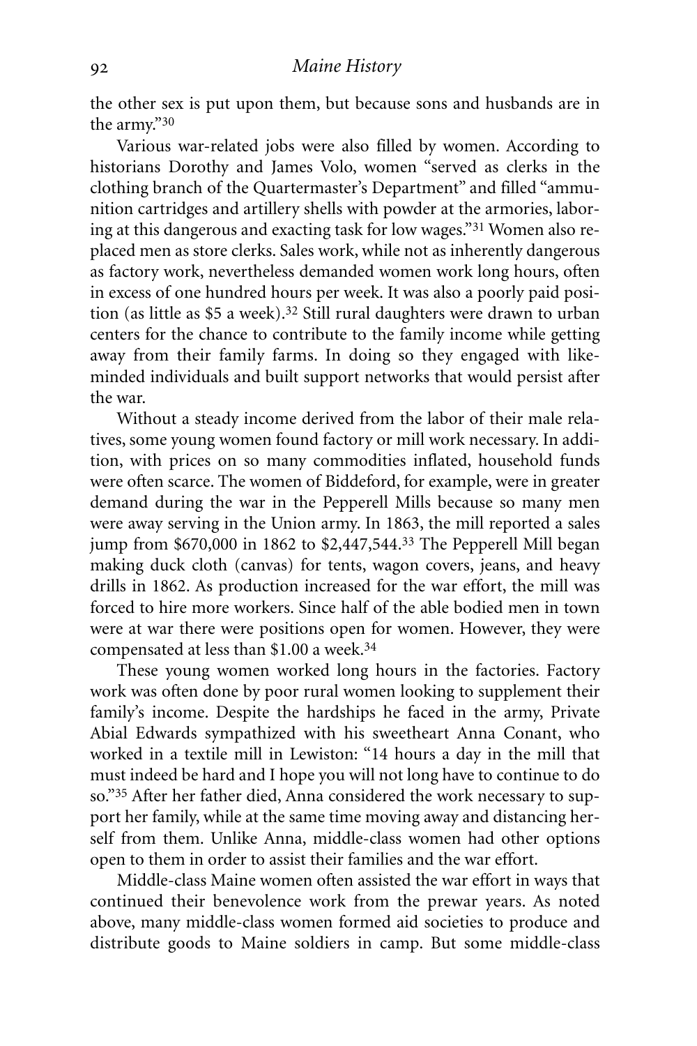the other sex is put upon them, but because sons and husbands are in the army."[30]

Various war-related jobs were also filled by women. According to historians Dorothy and James Volo, women "served as clerks in the clothing branch of the Quartermaster's Department" and filled "ammunition cartridges and artillery shells with powder at the armories, laboring at this dangerous and exacting task for low wages."[31] Women also replaced men as store clerks. Sales work, while not as inherently dangerous as factory work, nevertheless demanded women work long hours, often in excess of one hundred hours per week. It was also a poorly paid position (as little as $5 a week).[32] Still rural daughters were drawn to urban centers for the chance to contribute to the family income while getting away from their family farms. In doing so they engaged with like-minded individuals and built support networks that would persist after the war.

Without a steady income derived from the labor of their male relatives, some young women found factory or mill work necessary. In addition, with prices on so many commodities inflated, household funds were often scarce. The women of Biddeford, for example, were in greater demand during the war in the Pepperell Mills because so many men were away serving in the Union army. In 1863, the mill reported a sales jump from $670,000 in 1862 to $2,447,544.[33] The Pepperell Mill began making duck cloth (canvas) for tents, wagon covers, jeans, and heavy drills in 1862. As production increased for the war effort, the mill was forced to hire more workers. Since half of the able bodied men in town were at war there were positions open for women. However, they were compensated at less than $1.00 a week.[34]

These young women worked long hours in the factories. Factory work was often done by poor rural women looking to supplement their family's income. Despite the hardships he faced in the army, Private Abial Edwards sympathized with his sweetheart Anna Conant, who worked in a textile mill in Lewiston: "14 hours a day in the mill that must indeed be hard and I hope you will not long have to continue to do so."[35] After her father died, Anna considered the work necessary to support her family, while at the same time moving away and distancing herself from them. Unlike Anna, middle-class women had other options open to them in order to assist their families and the war effort.

Middle-class Maine women often assisted the war effort in ways that continued their benevolence work from the prewar years. As noted above, many middle-class women formed aid societies to produce and distribute goods to Maine soldiers in camp. But some middle-class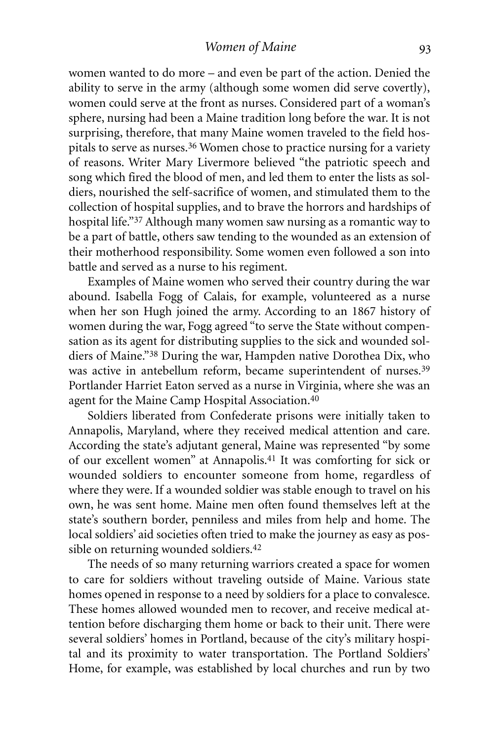women wanted to do more – and even be part of the action. Denied the ability to serve in the army (although some women did serve covertly), women could serve at the front as nurses. Considered part of a woman's sphere, nursing had been a Maine tradition long before the war. It is not surprising, therefore, that many Maine women traveled to the field hospitals to serve as nurses.[36] Women chose to practice nursing for a variety of reasons. Writer Mary Livermore believed "the patriotic speech and song which fired the blood of men, and led them to enter the lists as soldiers, nourished the self-sacrifice of women, and stimulated them to the collection of hospital supplies, and to brave the horrors and hardships of hospital life."[37] Although many women saw nursing as a romantic way to be a part of battle, others saw tending to the wounded as an extension of their motherhood responsibility. Some women even followed a son into battle and served as a nurse to his regiment.

Examples of Maine women who served their country during the war abound. Isabella Fogg of Calais, for example, volunteered as a nurse when her son Hugh joined the army. According to an 1867 history of women during the war, Fogg agreed "to serve the State without compensation as its agent for distributing supplies to the sick and wounded soldiers of Maine."[38] During the war, Hampden native Dorothea Dix, who was active in antebellum reform, became superintendent of nurses.[39] Portlander Harriet Eaton served as a nurse in Virginia, where she was an agent for the Maine Camp Hospital Association.[40]

Soldiers liberated from Confederate prisons were initially taken to Annapolis, Maryland, where they received medical attention and care. According the state's adjutant general, Maine was represented "by some of our excellent women" at Annapolis.[41] It was comforting for sick or wounded soldiers to encounter someone from home, regardless of where they were. If a wounded soldier was stable enough to travel on his own, he was sent home. Maine men often found themselves left at the state's southern border, penniless and miles from help and home. The local soldiers' aid societies often tried to make the journey as easy as possible on returning wounded soldiers.[42]

The needs of so many returning warriors created a space for women to care for soldiers without traveling outside of Maine. Various state homes opened in response to a need by soldiers for a place to convalesce. These homes allowed wounded men to recover, and receive medical attention before discharging them home or back to their unit. There were several soldiers' homes in Portland, because of the city's military hospital and its proximity to water transportation. The Portland Soldiers' Home, for example, was established by local churches and run by two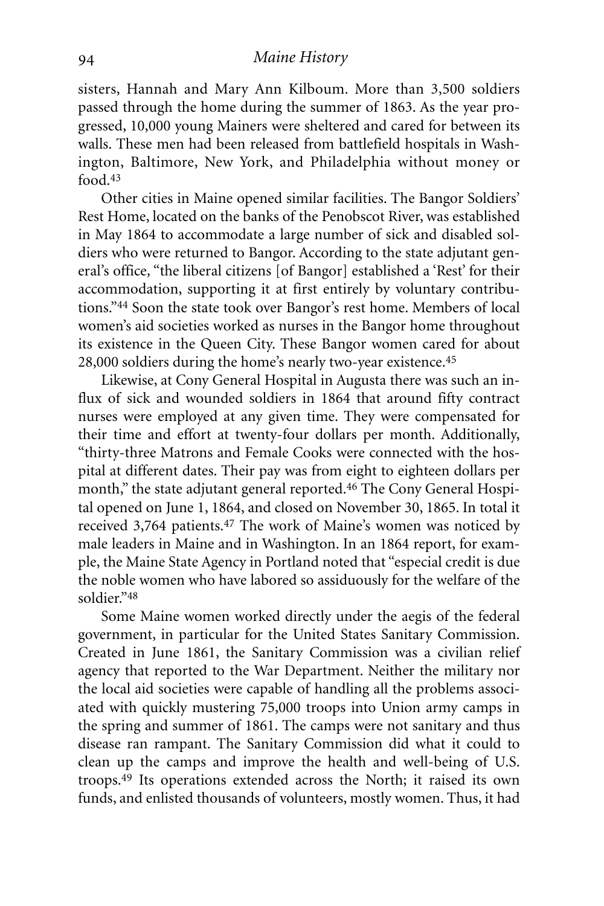sisters, Hannah and Mary Ann Kilboum. More than 3,500 soldiers passed through the home during the summer of 1863. As the year progressed, 10,000 young Mainers were sheltered and cared for between its walls. These men had been released from battlefield hospitals in Washington, Baltimore, New York, and Philadelphia without money or food.[43]

Other cities in Maine opened similar facilities. The Bangor Soldiers' Rest Home, located on the banks of the Penobscot River, was established in May 1864 to accommodate a large number of sick and disabled soldiers who were returned to Bangor. According to the state adjutant general's office, "the liberal citizens [of Bangor] established a 'Rest' for their accommodation, supporting it at first entirely by voluntary contributions."[44] Soon the state took over Bangor's rest home. Members of local women's aid societies worked as nurses in the Bangor home throughout its existence in the Queen City. These Bangor women cared for about 28,000 soldiers during the home's nearly two-year existence.[45]

Likewise, at Cony General Hospital in Augusta there was such an influx of sick and wounded soldiers in 1864 that around fifty contract nurses were employed at any given time. They were compensated for their time and effort at twenty-four dollars per month. Additionally, "thirty-three Matrons and Female Cooks were connected with the hospital at different dates. Their pay was from eight to eighteen dollars per month," the state adjutant general reported.[46] The Cony General Hospital opened on June 1, 1864, and closed on November 30, 1865. In total it received 3,764 patients.[47] The work of Maine's women was noticed by male leaders in Maine and in Washington. In an 1864 report, for example, the Maine State Agency in Portland noted that "especial credit is due the noble women who have labored so assiduously for the welfare of the soldier."[48]

Some Maine women worked directly under the aegis of the federal government, in particular for the United States Sanitary Commission. Created in June 1861, the Sanitary Commission was a civilian relief agency that reported to the War Department. Neither the military nor the local aid societies were capable of handling all the problems associated with quickly mustering 75,000 troops into Union army camps in the spring and summer of 1861. The camps were not sanitary and thus disease ran rampant. The Sanitary Commission did what it could to clean up the camps and improve the health and well-being of U.S. troops.[49] Its operations extended across the North; it raised its own funds, and enlisted thousands of volunteers, mostly women. Thus, it had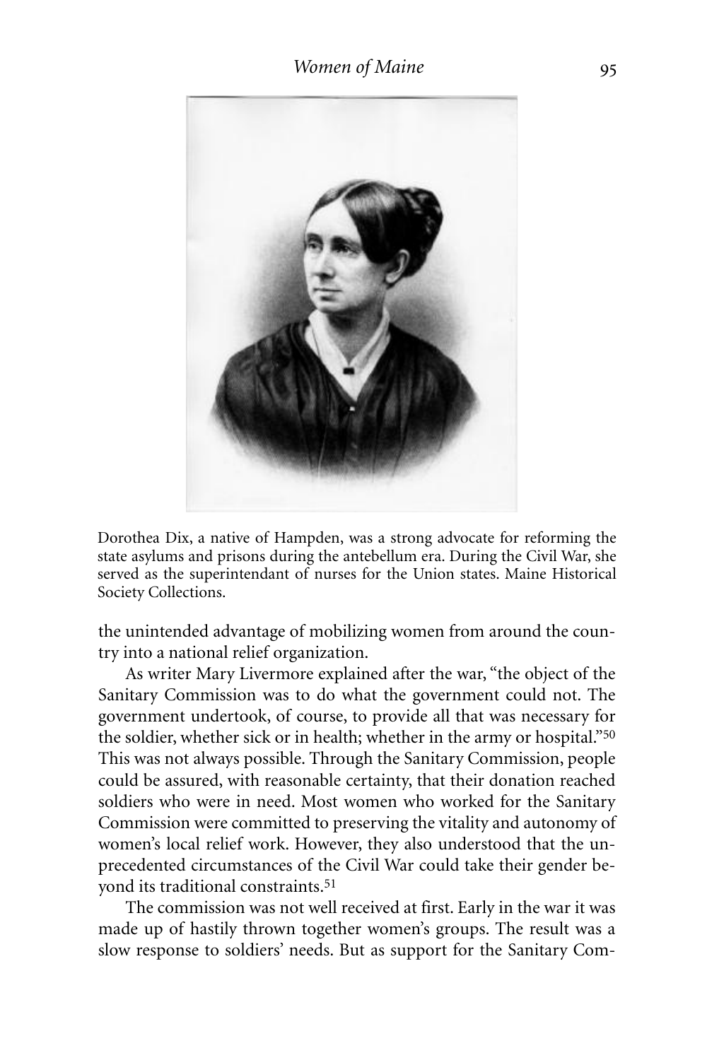Dorothea Dix, a native of Hampden, was a strong advocate for reforming the state asylums and prisons during the antebellum era. During the Civil War, she served as the superintendant of nurses for the Union states. Maine Historical Society Collections.

the unintended advantage of mobilizing women from around the country into a national relief organization.

As writer Mary Livermore explained after the war, "the object of the Sanitary Commission was to do what the government could not. The government undertook, of course, to provide all that was necessary for the soldier, whether sick or in health; whether in the army or hospital."[50] This was not always possible. Through the Sanitary Commission, people could be assured, with reasonable certainty, that their donation reached soldiers who were in need. Most women who worked for the Sanitary Commission were committed to preserving the vitality and autonomy of women's local relief work. However, they also understood that the unprecedented circumstances of the Civil War could take their gender beyond its traditional constraints.[51]

The commission was not well received at first. Early in the war it was made up of hastily thrown together women's groups. The result was a slow response to soldiers' needs. But as support for the Sanitary Com-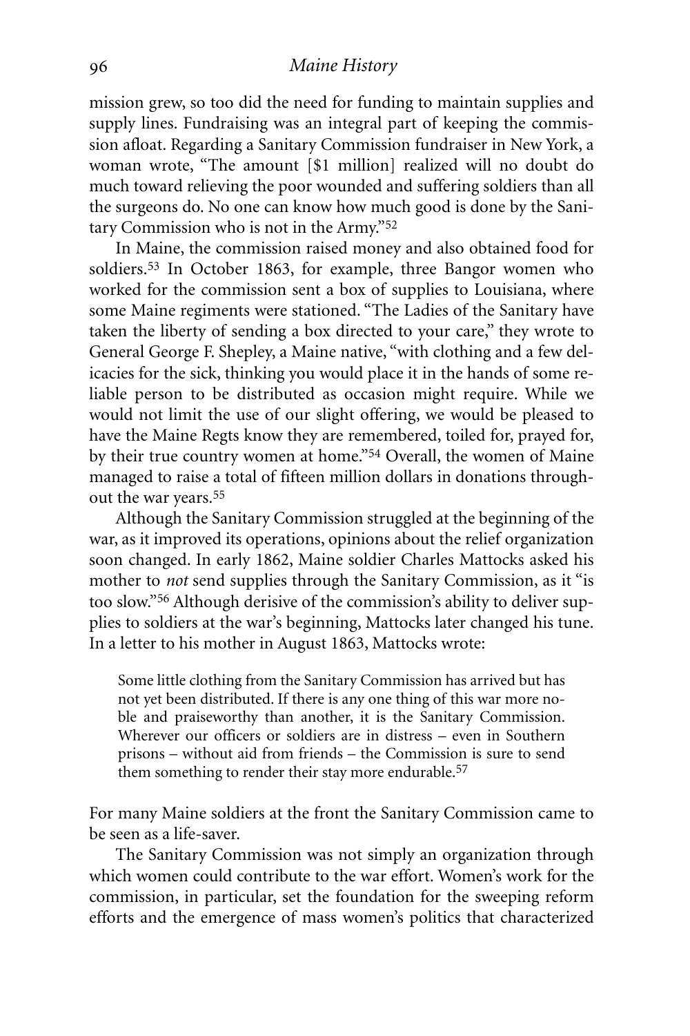mission grew, so too did the need for funding to maintain supplies and supply lines. Fundraising was an integral part of keeping the commission afloat. Regarding a Sanitary Commission fundraiser in New York, a woman wrote, "The amount [$1 million] realized will no doubt do much toward relieving the poor wounded and suffering soldiers than all the surgeons do. No one can know how much good is done by the Sanitary Commission who is not in the Army."[52]

In Maine, the commission raised money and also obtained food for soldiers.[53] In October 1863, for example, three Bangor women who worked for the commission sent a box of supplies to Louisiana, where some Maine regiments were stationed. "The Ladies of the Sanitary have taken the liberty of sending a box directed to your care," they wrote to General George F. Shepley, a Maine native, "with clothing and a few delicacies for the sick, thinking you would place it in the hands of some reliable person to be distributed as occasion might require. While we would not limit the use of our slight offering, we would be pleased to have the Maine Regts know they are remembered, toiled for, prayed for, by their true country women at home."[54] Overall, the women of Maine managed to raise a total of fifteen million dollars in donations throughout the war years.[55]

Although the Sanitary Commission struggled at the beginning of the war, as it improved its operations, opinions about the relief organization soon changed. In early 1862, Maine soldier Charles Mattocks asked his mother to *not* send supplies through the Sanitary Commission, as it "is too slow."[56] Although derisive of the commission's ability to deliver supplies to soldiers at the war's beginning, Mattocks later changed his tune. In a letter to his mother in August 1863, Mattocks wrote:

> Some little clothing from the Sanitary Commission has arrived but has not yet been distributed. If there is any one thing of this war more noble and praiseworthy than another, it is the Sanitary Commission. Wherever our officers or soldiers are in distress – even in Southern prisons – without aid from friends – the Commission is sure to send them something to render their stay more endurable.[57]

For many Maine soldiers at the front the Sanitary Commission came to be seen as a life-saver.

The Sanitary Commission was not simply an organization through which women could contribute to the war effort. Women's work for the commission, in particular, set the foundation for the sweeping reform efforts and the emergence of mass women's politics that characterized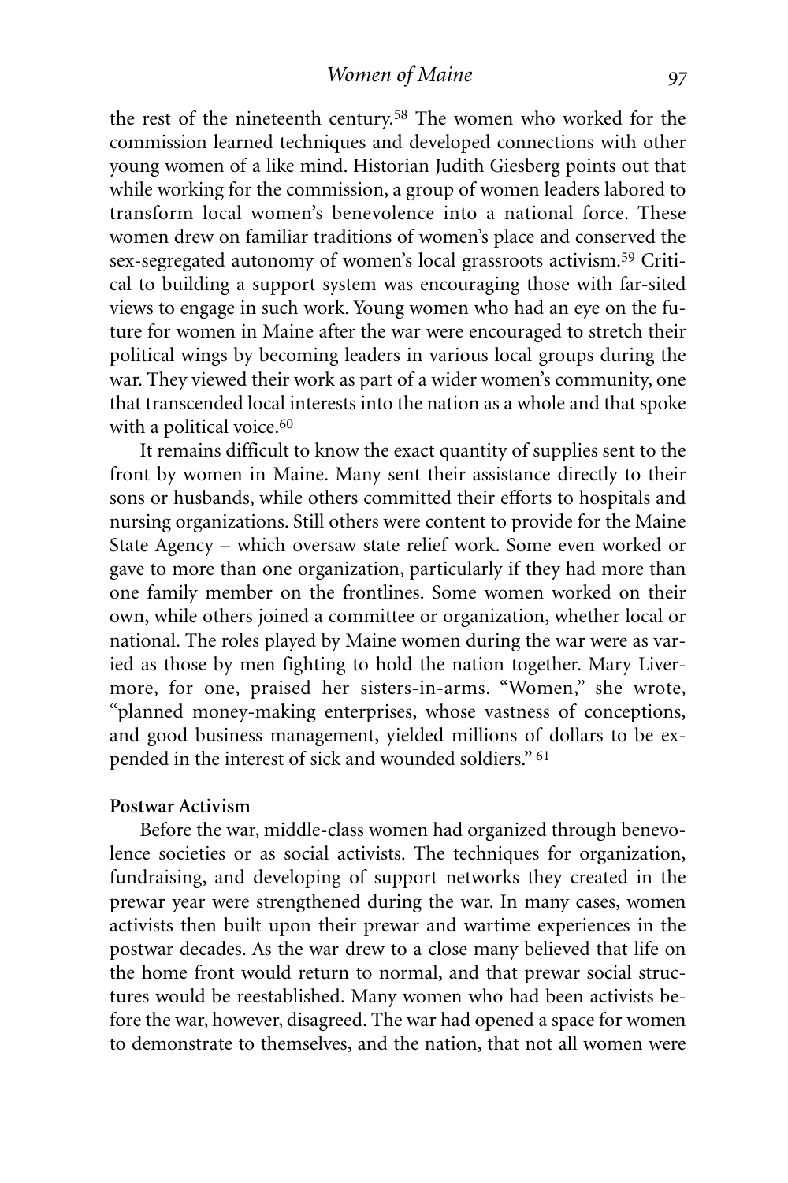the rest of the nineteenth century.[58] The women who worked for the commission learned techniques and developed connections with other young women of a like mind. Historian Judith Giesberg points out that while working for the commission, a group of women leaders labored to transform local women's benevolence into a national force. These women drew on familiar traditions of women's place and conserved the sex-segregated autonomy of women's local grassroots activism.[59] Critical to building a support system was encouraging those with far-sited views to engage in such work. Young women who had an eye on the future for women in Maine after the war were encouraged to stretch their political wings by becoming leaders in various local groups during the war. They viewed their work as part of a wider women's community, one that transcended local interests into the nation as a whole and that spoke with a political voice.[60]

It remains difficult to know the exact quantity of supplies sent to the front by women in Maine. Many sent their assistance directly to their sons or husbands, while others committed their efforts to hospitals and nursing organizations. Still others were content to provide for the Maine State Agency – which oversaw state relief work. Some even worked or gave to more than one organization, particularly if they had more than one family member on the frontlines. Some women worked on their own, while others joined a committee or organization, whether local or national. The roles played by Maine women during the war were as varied as those by men fighting to hold the nation together. Mary Livermore, for one, praised her sisters-in-arms. "Women," she wrote, "planned money-making enterprises, whose vastness of conceptions, and good business management, yielded millions of dollars to be expended in the interest of sick and wounded soldiers." [61]

**Postwar Activism**

Before the war, middle-class women had organized through benevolence societies or as social activists. The techniques for organization, fundraising, and developing of support networks they created in the prewar year were strengthened during the war. In many cases, women activists then built upon their prewar and wartime experiences in the postwar decades. As the war drew to a close many believed that life on the home front would return to normal, and that prewar social structures would be reestablished. Many women who had been activists before the war, however, disagreed. The war had opened a space for women to demonstrate to themselves, and the nation, that not all women were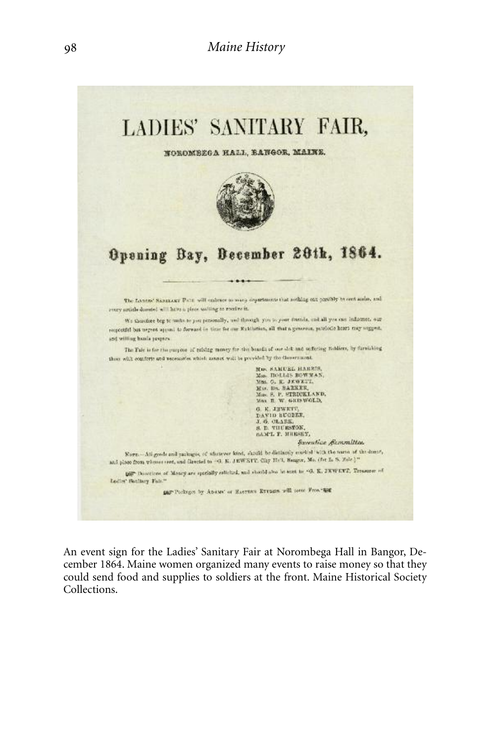# LADIES' SANITARY FAIR,

NOROMBEGA HALL, BANGOR, MAINE.

## Opening Day, December 20th, 1864.

The Ladies' Sanitary Fair will embrace so many departments that nothing can possibly be cast aside, and every article donated will have a place waiting to receive it.

We therefore beg to make to you personally, and through you to your friends, and all you can influence, our respectful but urgent appeal to forward in time for our Exhibition, all that a generous, patriotic heart may suggest, and willing hands prepare.

The Fair is for the purpose of raising money for the benefit of our sick and suffering Soldiers, by furnishing them with comforts and necessaries which cannot well be provided by the Government.

MRS. SAMUEL HARRIS,
MRS. HOLLIS BOWMAN,
MRS. G. K. JEWETT,
MRS. DR. BARKER,
MRS. S. P. STRICKLAND,
MRS. R. W. GRISWOLD,
G. K. JEWETT,
DAVID BUGBEE,
J. G. CLARK,
S. D. THURSTON,
SAM'L F. HERSEY,

*Executive Committee.*

NOTE.—All goods and packages, of whatever kind, should be distinctly marked with the name of the donor, and place from whence sent, and directed to "G. K. JEWETT, City Hall, Bangor, Me. (for L. S. Fair.)"

☞ Donations of Money are specially solicited, and should also be sent to "G. K. JEWETT, Treasurer of Ladies' Sanitary Fair."

☞ Packages by ADAMS' or EASTERN EXPRESS will come Free.☜

An event sign for the Ladies' Sanitary Fair at Norombega Hall in Bangor, December 1864. Maine women organized many events to raise money so that they could send food and supplies to soldiers at the front. Maine Historical Society Collections.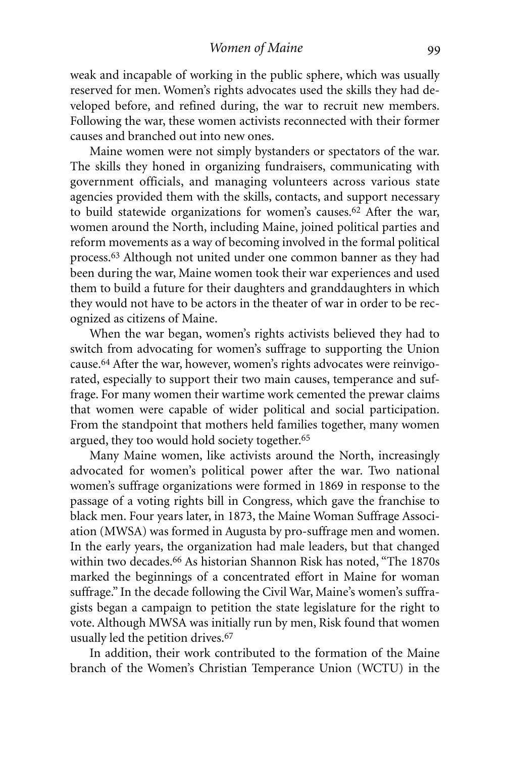weak and incapable of working in the public sphere, which was usually reserved for men. Women's rights advocates used the skills they had developed before, and refined during, the war to recruit new members. Following the war, these women activists reconnected with their former causes and branched out into new ones.

Maine women were not simply bystanders or spectators of the war. The skills they honed in organizing fundraisers, communicating with government officials, and managing volunteers across various state agencies provided them with the skills, contacts, and support necessary to build statewide organizations for women's causes.[62] After the war, women around the North, including Maine, joined political parties and reform movements as a way of becoming involved in the formal political process.[63] Although not united under one common banner as they had been during the war, Maine women took their war experiences and used them to build a future for their daughters and granddaughters in which they would not have to be actors in the theater of war in order to be recognized as citizens of Maine.

When the war began, women's rights activists believed they had to switch from advocating for women's suffrage to supporting the Union cause.[64] After the war, however, women's rights advocates were reinvigorated, especially to support their two main causes, temperance and suffrage. For many women their wartime work cemented the prewar claims that women were capable of wider political and social participation. From the standpoint that mothers held families together, many women argued, they too would hold society together.[65]

Many Maine women, like activists around the North, increasingly advocated for women's political power after the war. Two national women's suffrage organizations were formed in 1869 in response to the passage of a voting rights bill in Congress, which gave the franchise to black men. Four years later, in 1873, the Maine Woman Suffrage Association (MWSA) was formed in Augusta by pro-suffrage men and women. In the early years, the organization had male leaders, but that changed within two decades.[66] As historian Shannon Risk has noted, "The 1870s marked the beginnings of a concentrated effort in Maine for woman suffrage." In the decade following the Civil War, Maine's women's suffragists began a campaign to petition the state legislature for the right to vote. Although MWSA was initially run by men, Risk found that women usually led the petition drives.[67]

In addition, their work contributed to the formation of the Maine branch of the Women's Christian Temperance Union (WCTU) in the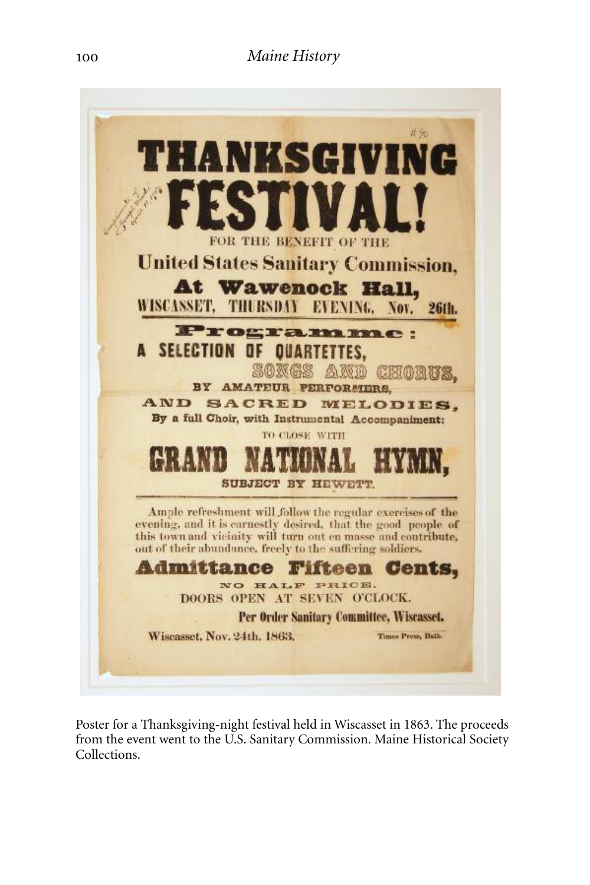# THANKSGIVING FESTIVAL!

FOR THE BENEFIT OF THE

## United States Sanitary Commission,

### At Wawenock Hall,

WISCASSET, THURSDAY EVENING, Nov. 26th.

### Programme:

A SELECTION OF QUARTETTES,

SONGS AND CHORUS,

BY AMATEUR PERFORMERS,

AND SACRED MELODIES,

**By a full Choir, with Instrumental Accompaniment:**

TO CLOSE WITH

## GRAND NATIONAL HYMN,

SUBJECT BY HEWETT.

Ample refreshment will follow the regular exercises of the evening, and it is earnestly desired, that the good people of this town and vicinity will turn out en masse and contribute, out of their abundance, freely to the suffering soldiers.

### Admittance Fifteen Cents,

NO HALF PRICE.

DOORS OPEN AT SEVEN O'CLOCK.

**Per Order Sanitary Committee, Wiscasset.**

Wiscasset, Nov. 24th, 1863.

Times Press, Bath.

Poster for a Thanksgiving-night festival held in Wiscasset in 1863. The proceeds from the event went to the U.S. Sanitary Commission. Maine Historical Society Collections.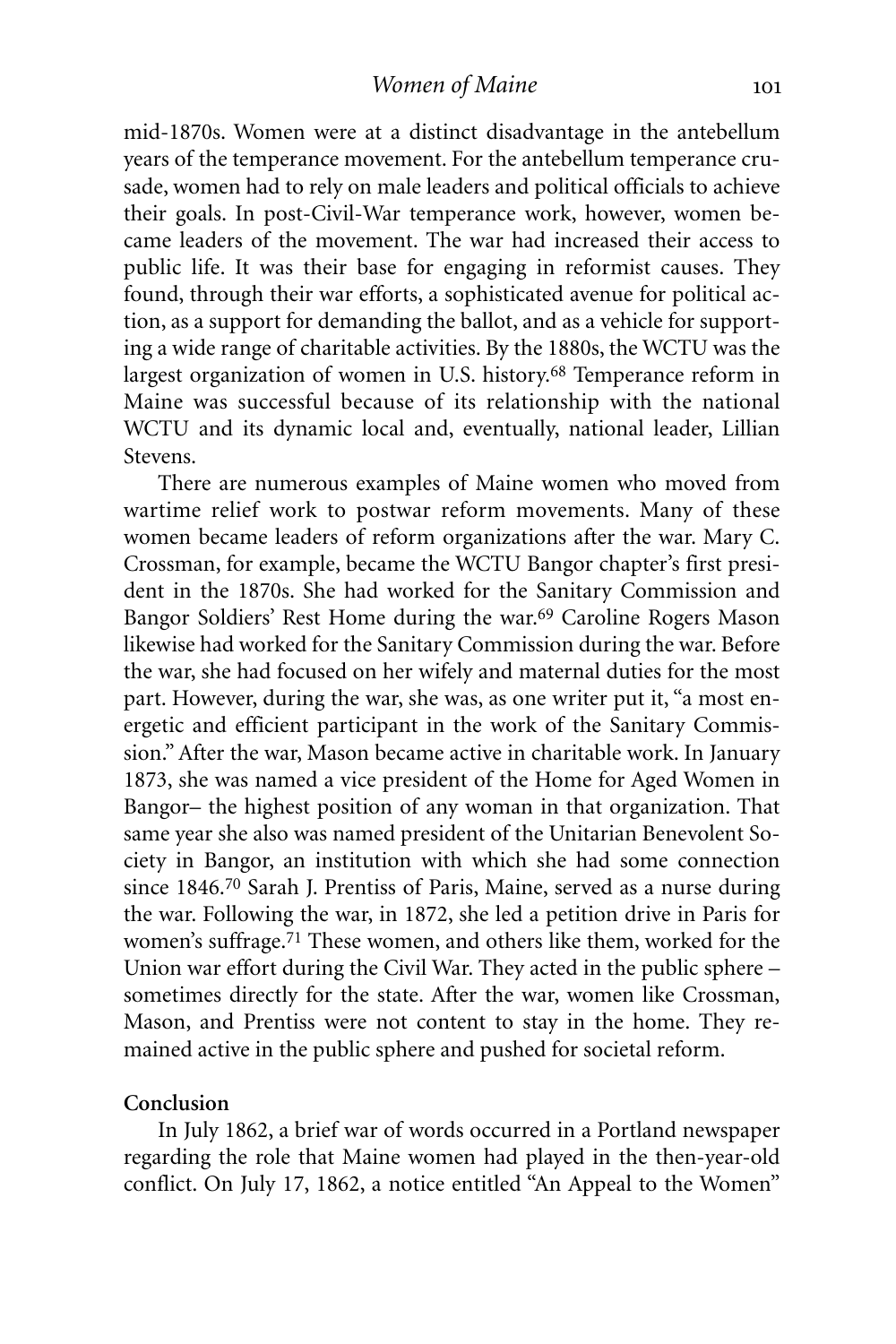mid-1870s. Women were at a distinct disadvantage in the antebellum years of the temperance movement. For the antebellum temperance crusade, women had to rely on male leaders and political officials to achieve their goals. In post-Civil-War temperance work, however, women became leaders of the movement. The war had increased their access to public life. It was their base for engaging in reformist causes. They found, through their war efforts, a sophisticated avenue for political action, as a support for demanding the ballot, and as a vehicle for supporting a wide range of charitable activities. By the 1880s, the WCTU was the largest organization of women in U.S. history.[68] Temperance reform in Maine was successful because of its relationship with the national WCTU and its dynamic local and, eventually, national leader, Lillian Stevens.

There are numerous examples of Maine women who moved from wartime relief work to postwar reform movements. Many of these women became leaders of reform organizations after the war. Mary C. Crossman, for example, became the WCTU Bangor chapter's first president in the 1870s. She had worked for the Sanitary Commission and Bangor Soldiers' Rest Home during the war.[69] Caroline Rogers Mason likewise had worked for the Sanitary Commission during the war. Before the war, she had focused on her wifely and maternal duties for the most part. However, during the war, she was, as one writer put it, "a most energetic and efficient participant in the work of the Sanitary Commission." After the war, Mason became active in charitable work. In January 1873, she was named a vice president of the Home for Aged Women in Bangor– the highest position of any woman in that organization. That same year she also was named president of the Unitarian Benevolent Society in Bangor, an institution with which she had some connection since 1846.[70] Sarah J. Prentiss of Paris, Maine, served as a nurse during the war. Following the war, in 1872, she led a petition drive in Paris for women's suffrage.[71] These women, and others like them, worked for the Union war effort during the Civil War. They acted in the public sphere – sometimes directly for the state. After the war, women like Crossman, Mason, and Prentiss were not content to stay in the home. They remained active in the public sphere and pushed for societal reform.

**Conclusion**

In July 1862, a brief war of words occurred in a Portland newspaper regarding the role that Maine women had played in the then-year-old conflict. On July 17, 1862, a notice entitled "An Appeal to the Women"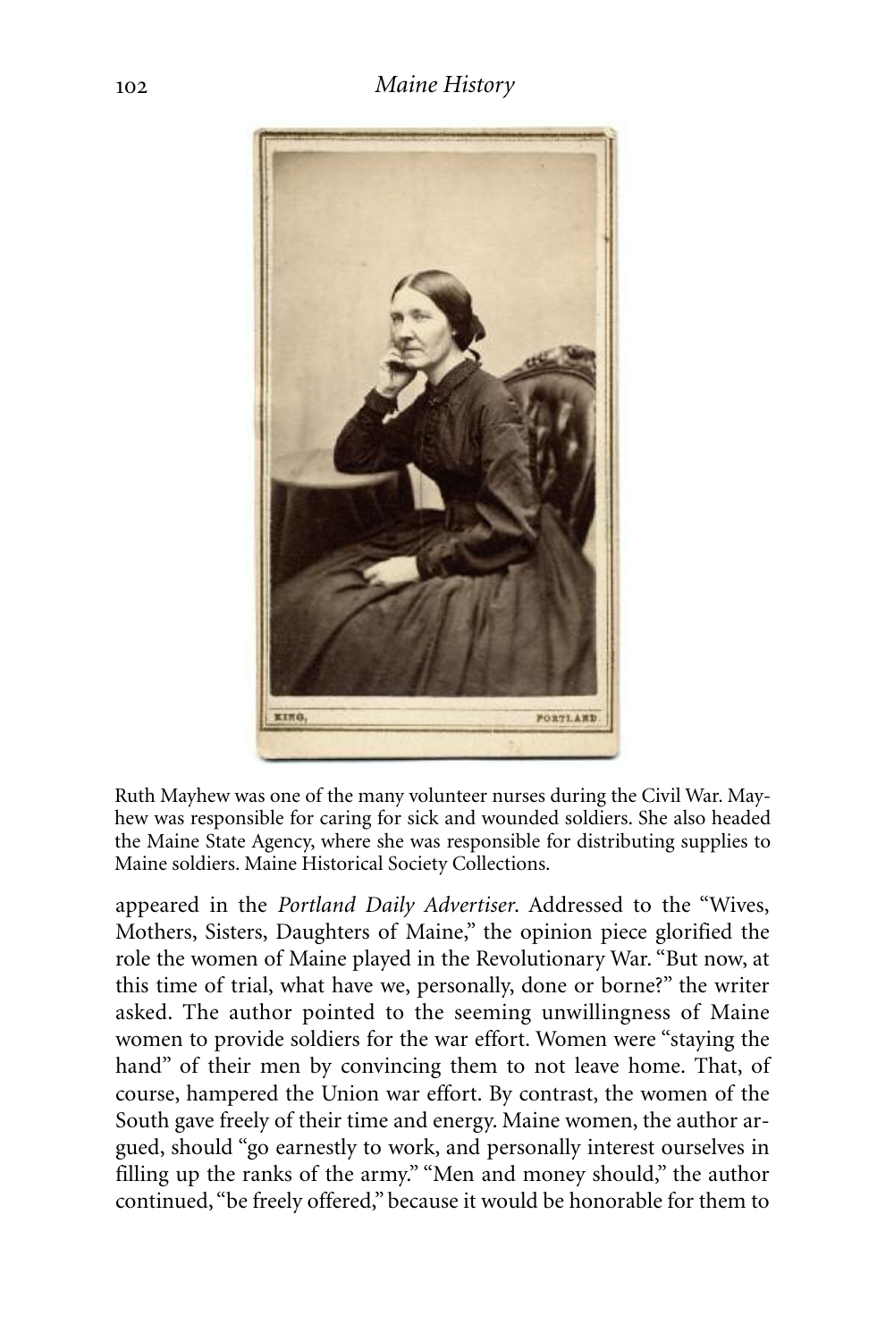Ruth Mayhew was one of the many volunteer nurses during the Civil War. Mayhew was responsible for caring for sick and wounded soldiers. She also headed the Maine State Agency, where she was responsible for distributing supplies to Maine soldiers. Maine Historical Society Collections.

appeared in the *Portland Daily Advertiser*. Addressed to the "Wives, Mothers, Sisters, Daughters of Maine," the opinion piece glorified the role the women of Maine played in the Revolutionary War. "But now, at this time of trial, what have we, personally, done or borne?" the writer asked. The author pointed to the seeming unwillingness of Maine women to provide soldiers for the war effort. Women were "staying the hand" of their men by convincing them to not leave home. That, of course, hampered the Union war effort. By contrast, the women of the South gave freely of their time and energy. Maine women, the author argued, should "go earnestly to work, and personally interest ourselves in filling up the ranks of the army." "Men and money should," the author continued, "be freely offered," because it would be honorable for them to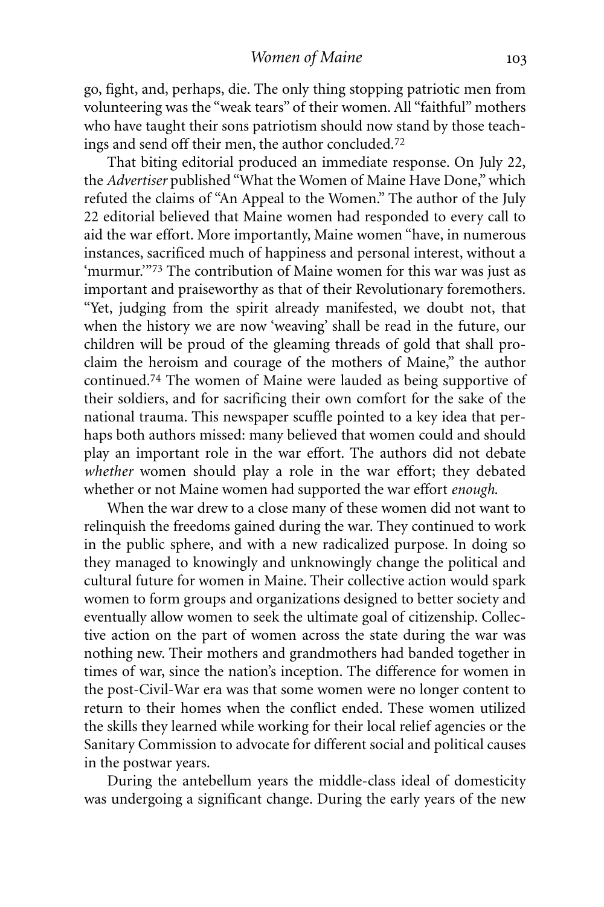go, fight, and, perhaps, die. The only thing stopping patriotic men from volunteering was the "weak tears" of their women. All "faithful" mothers who have taught their sons patriotism should now stand by those teachings and send off their men, the author concluded.[72]

That biting editorial produced an immediate response. On July 22, the *Advertiser* published "What the Women of Maine Have Done," which refuted the claims of "An Appeal to the Women." The author of the July 22 editorial believed that Maine women had responded to every call to aid the war effort. More importantly, Maine women "have, in numerous instances, sacrificed much of happiness and personal interest, without a 'murmur.'"[73] The contribution of Maine women for this war was just as important and praiseworthy as that of their Revolutionary foremothers. "Yet, judging from the spirit already manifested, we doubt not, that when the history we are now 'weaving' shall be read in the future, our children will be proud of the gleaming threads of gold that shall proclaim the heroism and courage of the mothers of Maine," the author continued.[74] The women of Maine were lauded as being supportive of their soldiers, and for sacrificing their own comfort for the sake of the national trauma. This newspaper scuffle pointed to a key idea that perhaps both authors missed: many believed that women could and should play an important role in the war effort. The authors did not debate *whether* women should play a role in the war effort; they debated whether or not Maine women had supported the war effort *enough.*

When the war drew to a close many of these women did not want to relinquish the freedoms gained during the war. They continued to work in the public sphere, and with a new radicalized purpose. In doing so they managed to knowingly and unknowingly change the political and cultural future for women in Maine. Their collective action would spark women to form groups and organizations designed to better society and eventually allow women to seek the ultimate goal of citizenship. Collective action on the part of women across the state during the war was nothing new. Their mothers and grandmothers had banded together in times of war, since the nation's inception. The difference for women in the post-Civil-War era was that some women were no longer content to return to their homes when the conflict ended. These women utilized the skills they learned while working for their local relief agencies or the Sanitary Commission to advocate for different social and political causes in the postwar years.

During the antebellum years the middle-class ideal of domesticity was undergoing a significant change. During the early years of the new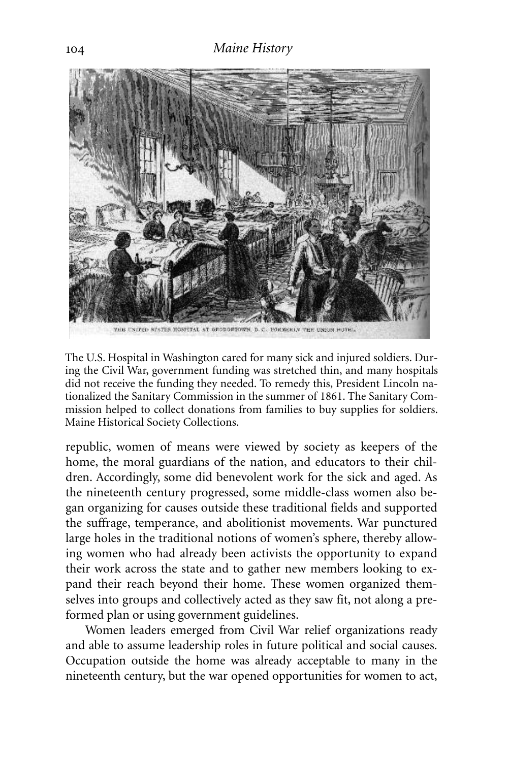The U.S. Hospital in Washington cared for many sick and injured soldiers. During the Civil War, government funding was stretched thin, and many hospitals did not receive the funding they needed. To remedy this, President Lincoln nationalized the Sanitary Commission in the summer of 1861. The Sanitary Commission helped to collect donations from families to buy supplies for soldiers. Maine Historical Society Collections.

republic, women of means were viewed by society as keepers of the home, the moral guardians of the nation, and educators to their children. Accordingly, some did benevolent work for the sick and aged. As the nineteenth century progressed, some middle-class women also began organizing for causes outside these traditional fields and supported the suffrage, temperance, and abolitionist movements. War punctured large holes in the traditional notions of women's sphere, thereby allowing women who had already been activists the opportunity to expand their work across the state and to gather new members looking to expand their reach beyond their home. These women organized themselves into groups and collectively acted as they saw fit, not along a preformed plan or using government guidelines.

Women leaders emerged from Civil War relief organizations ready and able to assume leadership roles in future political and social causes. Occupation outside the home was already acceptable to many in the nineteenth century, but the war opened opportunities for women to act,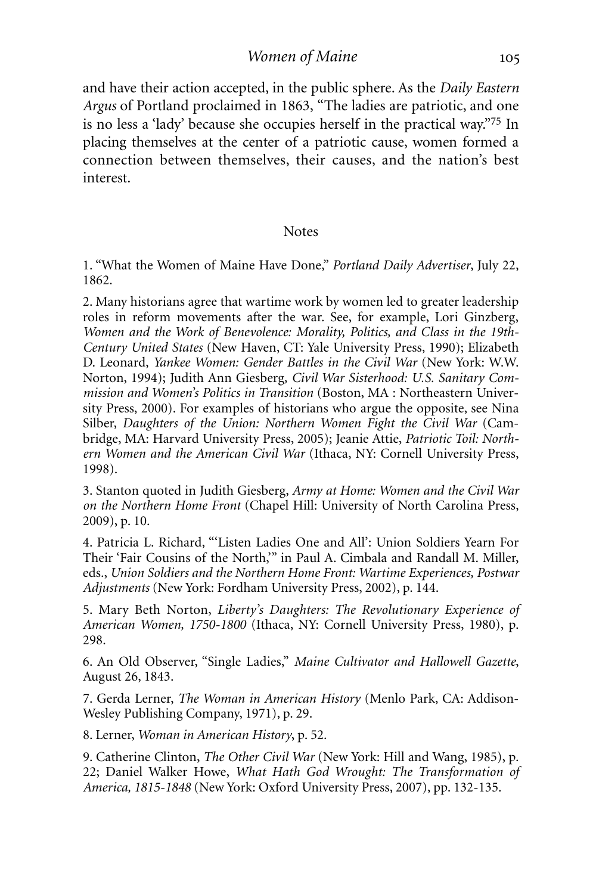and have their action accepted, in the public sphere. As the *Daily Eastern Argus* of Portland proclaimed in 1863, "The ladies are patriotic, and one is no less a 'lady' because she occupies herself in the practical way."[75] In placing themselves at the center of a patriotic cause, women formed a connection between themselves, their causes, and the nation's best interest.

## Notes

1. "What the Women of Maine Have Done," *Portland Daily Advertiser*, July 22, 1862.

2. Many historians agree that wartime work by women led to greater leadership roles in reform movements after the war. See, for example, Lori Ginzberg, *Women and the Work of Benevolence: Morality, Politics, and Class in the 19th-Century United States* (New Haven, CT: Yale University Press, 1990); Elizabeth D. Leonard, *Yankee Women: Gender Battles in the Civil War* (New York: W.W. Norton, 1994); Judith Ann Giesberg, *Civil War Sisterhood: U.S. Sanitary Commission and Women's Politics in Transition* (Boston, MA : Northeastern University Press, 2000). For examples of historians who argue the opposite, see Nina Silber, *Daughters of the Union: Northern Women Fight the Civil War* (Cambridge, MA: Harvard University Press, 2005); Jeanie Attie, *Patriotic Toil: Northern Women and the American Civil War* (Ithaca, NY: Cornell University Press, 1998).

3. Stanton quoted in Judith Giesberg, *Army at Home: Women and the Civil War on the Northern Home Front* (Chapel Hill: University of North Carolina Press, 2009), p. 10.

4. Patricia L. Richard, "'Listen Ladies One and All': Union Soldiers Yearn For Their 'Fair Cousins of the North,'" in Paul A. Cimbala and Randall M. Miller, eds., *Union Soldiers and the Northern Home Front: Wartime Experiences, Postwar Adjustments* (New York: Fordham University Press, 2002), p. 144.

5. Mary Beth Norton, *Liberty's Daughters: The Revolutionary Experience of American Women, 1750-1800* (Ithaca, NY: Cornell University Press, 1980), p. 298.

6. An Old Observer, "Single Ladies," *Maine Cultivator and Hallowell Gazette*, August 26, 1843.

7. Gerda Lerner, *The Woman in American History* (Menlo Park, CA: Addison-Wesley Publishing Company, 1971), p. 29.

8. Lerner, *Woman in American History*, p. 52.

9. Catherine Clinton, *The Other Civil War* (New York: Hill and Wang, 1985), p. 22; Daniel Walker Howe, *What Hath God Wrought: The Transformation of America, 1815-1848* (New York: Oxford University Press, 2007), pp. 132-135.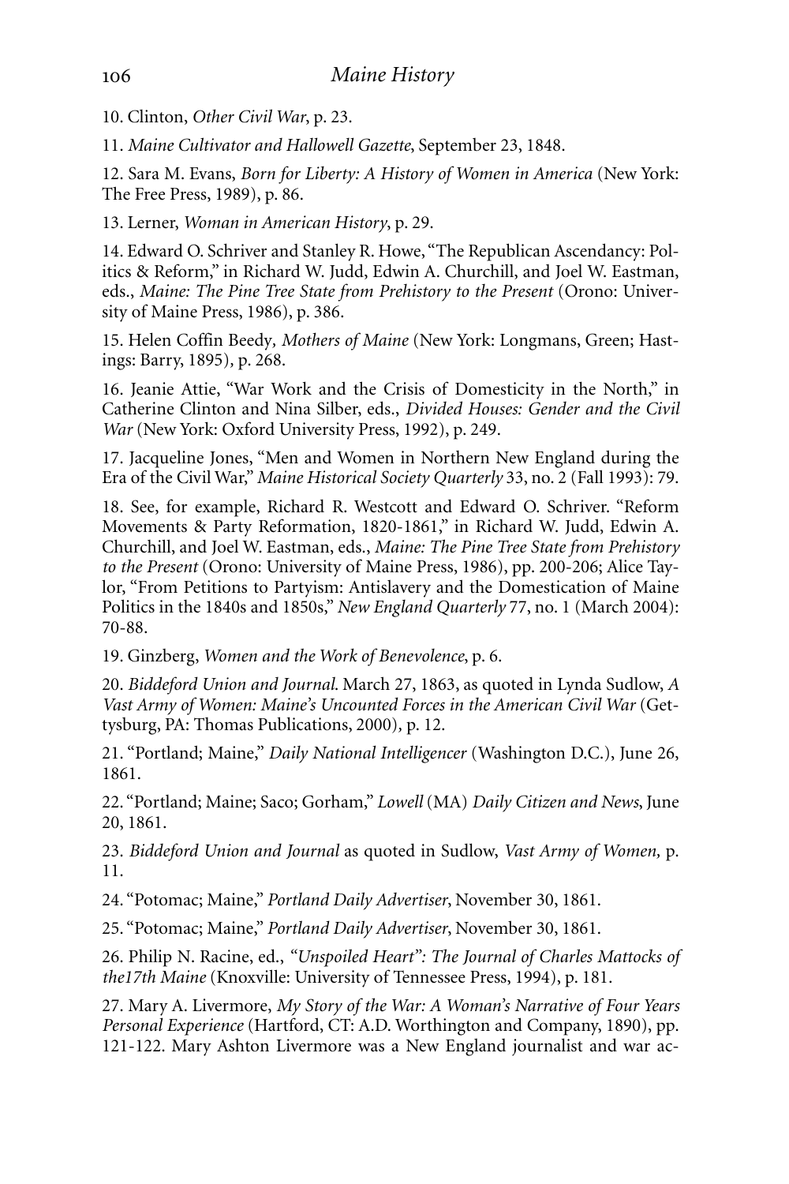10. Clinton, *Other Civil War*, p. 23.

11. *Maine Cultivator and Hallowell Gazette*, September 23, 1848.

12. Sara M. Evans, *Born for Liberty: A History of Women in America* (New York: The Free Press, 1989), p. 86.

13. Lerner, *Woman in American History*, p. 29.

14. Edward O. Schriver and Stanley R. Howe, "The Republican Ascendancy: Politics & Reform," in Richard W. Judd, Edwin A. Churchill, and Joel W. Eastman, eds., *Maine: The Pine Tree State from Prehistory to the Present* (Orono: University of Maine Press, 1986), p. 386.

15. Helen Coffin Beedy, *Mothers of Maine* (New York: Longmans, Green; Hastings: Barry, 1895), p. 268.

16. Jeanie Attie, "War Work and the Crisis of Domesticity in the North," in Catherine Clinton and Nina Silber, eds., *Divided Houses: Gender and the Civil War* (New York: Oxford University Press, 1992), p. 249.

17. Jacqueline Jones, "Men and Women in Northern New England during the Era of the Civil War," *Maine Historical Society Quarterly* 33, no. 2 (Fall 1993): 79.

18. See, for example, Richard R. Westcott and Edward O. Schriver. "Reform Movements & Party Reformation, 1820-1861," in Richard W. Judd, Edwin A. Churchill, and Joel W. Eastman, eds., *Maine: The Pine Tree State from Prehistory to the Present* (Orono: University of Maine Press, 1986), pp. 200-206; Alice Taylor, "From Petitions to Partyism: Antislavery and the Domestication of Maine Politics in the 1840s and 1850s," *New England Quarterly* 77, no. 1 (March 2004): 70-88.

19. Ginzberg, *Women and the Work of Benevolence*, p. 6.

20. *Biddeford Union and Journal*. March 27, 1863, as quoted in Lynda Sudlow, *A Vast Army of Women: Maine's Uncounted Forces in the American Civil War* (Gettysburg, PA: Thomas Publications, 2000), p. 12.

21. "Portland; Maine," *Daily National Intelligencer* (Washington D.C.), June 26, 1861.

22. "Portland; Maine; Saco; Gorham," *Lowell* (MA) *Daily Citizen and News*, June 20, 1861.

23. *Biddeford Union and Journal* as quoted in Sudlow, *Vast Army of Women*, p. 11.

24. "Potomac; Maine," *Portland Daily Advertiser*, November 30, 1861.

25. "Potomac; Maine," *Portland Daily Advertiser*, November 30, 1861.

26. Philip N. Racine, ed., *"Unspoiled Heart": The Journal of Charles Mattocks of the17th Maine* (Knoxville: University of Tennessee Press, 1994), p. 181.

27. Mary A. Livermore, *My Story of the War: A Woman's Narrative of Four Years Personal Experience* (Hartford, CT: A.D. Worthington and Company, 1890), pp. 121-122. Mary Ashton Livermore was a New England journalist and war ac-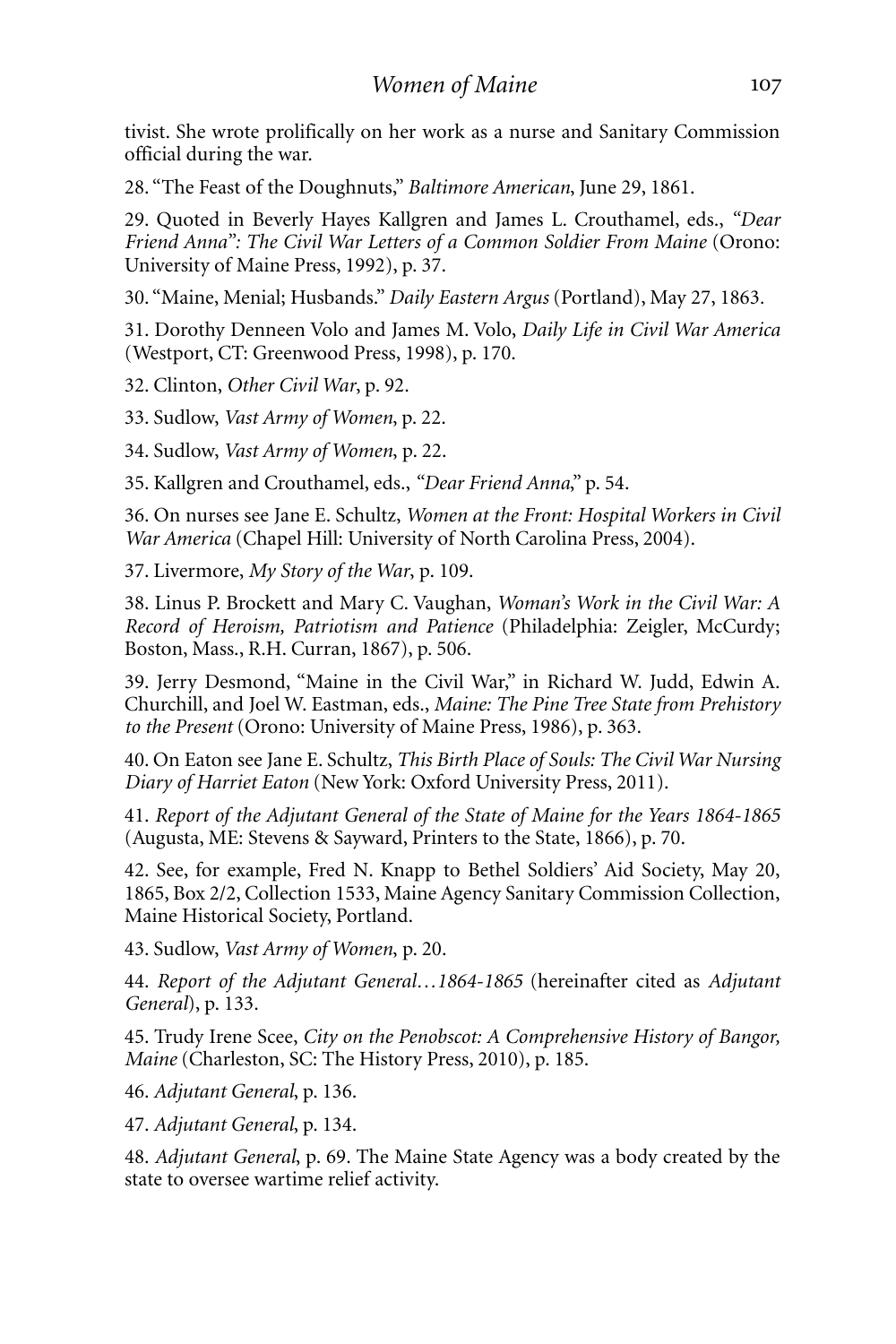tivist. She wrote prolifically on her work as a nurse and Sanitary Commission official during the war.

28. "The Feast of the Doughnuts," *Baltimore American*, June 29, 1861.

29. Quoted in Beverly Hayes Kallgren and James L. Crouthamel, eds., *"Dear Friend Anna": The Civil War Letters of a Common Soldier From Maine* (Orono: University of Maine Press, 1992), p. 37.

30. "Maine, Menial; Husbands." *Daily Eastern Argus* (Portland), May 27, 1863.

31. Dorothy Denneen Volo and James M. Volo, *Daily Life in Civil War America* (Westport, CT: Greenwood Press, 1998), p. 170.

32. Clinton, *Other Civil War*, p. 92.

33. Sudlow, *Vast Army of Women*, p. 22.

34. Sudlow, *Vast Army of Women*, p. 22.

35. Kallgren and Crouthamel, eds., *"Dear Friend Anna*," p. 54.

36. On nurses see Jane E. Schultz, *Women at the Front: Hospital Workers in Civil War America* (Chapel Hill: University of North Carolina Press, 2004).

37. Livermore, *My Story of the War*, p. 109.

38. Linus P. Brockett and Mary C. Vaughan, *Woman's Work in the Civil War: A Record of Heroism, Patriotism and Patience* (Philadelphia: Zeigler, McCurdy; Boston, Mass., R.H. Curran, 1867), p. 506.

39. Jerry Desmond, "Maine in the Civil War," in Richard W. Judd, Edwin A. Churchill, and Joel W. Eastman, eds., *Maine: The Pine Tree State from Prehistory to the Present* (Orono: University of Maine Press, 1986), p. 363.

40. On Eaton see Jane E. Schultz, *This Birth Place of Souls: The Civil War Nursing Diary of Harriet Eaton* (New York: Oxford University Press, 2011).

41. *Report of the Adjutant General of the State of Maine for the Years 1864-1865* (Augusta, ME: Stevens & Sayward, Printers to the State, 1866), p. 70.

42. See, for example, Fred N. Knapp to Bethel Soldiers' Aid Society, May 20, 1865, Box 2/2, Collection 1533, Maine Agency Sanitary Commission Collection, Maine Historical Society, Portland.

43. Sudlow, *Vast Army of Women*, p. 20.

44. *Report of the Adjutant General…1864-1865* (hereinafter cited as *Adjutant General*), p. 133.

45. Trudy Irene Scee, *City on the Penobscot: A Comprehensive History of Bangor, Maine* (Charleston, SC: The History Press, 2010), p. 185.

46. *Adjutant General*, p. 136.

47. *Adjutant General*, p. 134.

48. *Adjutant General*, p. 69. The Maine State Agency was a body created by the state to oversee wartime relief activity.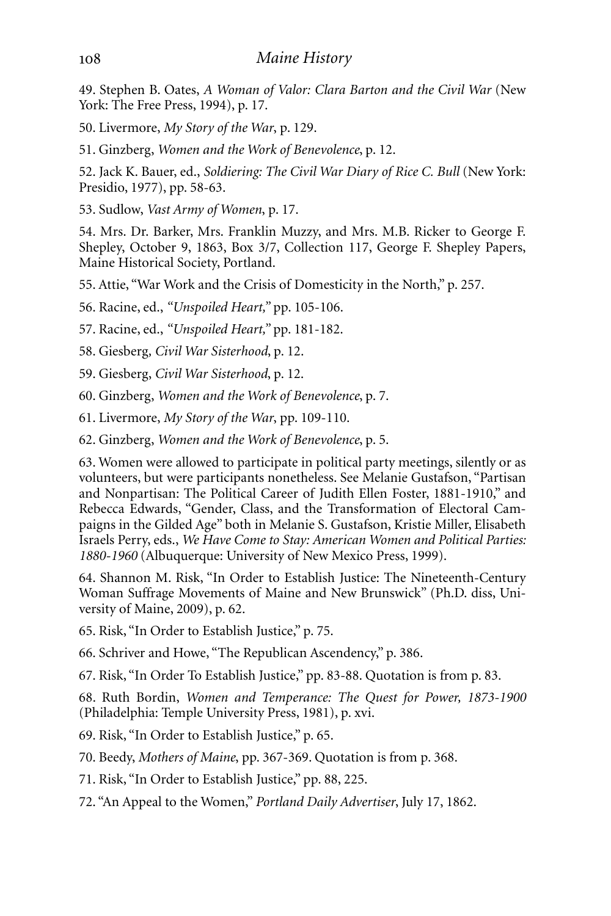49. Stephen B. Oates, *A Woman of Valor: Clara Barton and the Civil War* (New York: The Free Press, 1994), p. 17.

50. Livermore, *My Story of the War*, p. 129.

51. Ginzberg, *Women and the Work of Benevolence*, p. 12.

52. Jack K. Bauer, ed., *Soldiering: The Civil War Diary of Rice C. Bull* (New York: Presidio, 1977), pp. 58-63.

53. Sudlow, *Vast Army of Women*, p. 17.

54. Mrs. Dr. Barker, Mrs. Franklin Muzzy, and Mrs. M.B. Ricker to George F. Shepley, October 9, 1863, Box 3/7, Collection 117, George F. Shepley Papers, Maine Historical Society, Portland.

55. Attie, "War Work and the Crisis of Domesticity in the North," p. 257.

56. Racine, ed., *"Unspoiled Heart,"* pp. 105-106.

57. Racine, ed., *"Unspoiled Heart,"* pp. 181-182.

58. Giesberg, *Civil War Sisterhood*, p. 12.

59. Giesberg, *Civil War Sisterhood*, p. 12.

60. Ginzberg, *Women and the Work of Benevolence*, p. 7.

61. Livermore, *My Story of the War*, pp. 109-110.

62. Ginzberg, *Women and the Work of Benevolence*, p. 5.

63. Women were allowed to participate in political party meetings, silently or as volunteers, but were participants nonetheless. See Melanie Gustafson, "Partisan and Nonpartisan: The Political Career of Judith Ellen Foster, 1881-1910," and Rebecca Edwards, "Gender, Class, and the Transformation of Electoral Campaigns in the Gilded Age" both in Melanie S. Gustafson, Kristie Miller, Elisabeth Israels Perry, eds., *We Have Come to Stay: American Women and Political Parties: 1880-1960* (Albuquerque: University of New Mexico Press, 1999).

64. Shannon M. Risk, "In Order to Establish Justice: The Nineteenth-Century Woman Suffrage Movements of Maine and New Brunswick" (Ph.D. diss, University of Maine, 2009), p. 62.

65. Risk, "In Order to Establish Justice," p. 75.

66. Schriver and Howe, "The Republican Ascendency," p. 386.

67. Risk, "In Order To Establish Justice," pp. 83-88. Quotation is from p. 83.

68. Ruth Bordin, *Women and Temperance: The Quest for Power, 1873-1900* (Philadelphia: Temple University Press, 1981), p. xvi.

69. Risk, "In Order to Establish Justice," p. 65.

70. Beedy, *Mothers of Maine*, pp. 367-369. Quotation is from p. 368.

71. Risk, "In Order to Establish Justice," pp. 88, 225.

72. "An Appeal to the Women," *Portland Daily Advertiser*, July 17, 1862.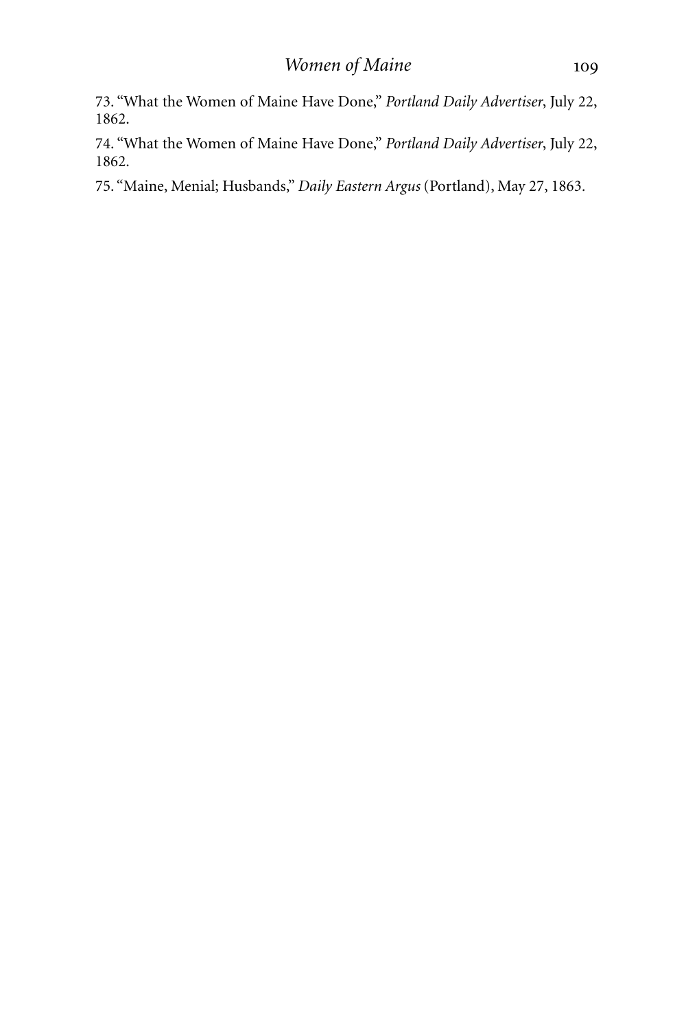73. "What the Women of Maine Have Done," *Portland Daily Advertiser*, July 22, 1862.

74. "What the Women of Maine Have Done," *Portland Daily Advertiser*, July 22, 1862.

75. "Maine, Menial; Husbands," *Daily Eastern Argus* (Portland), May 27, 1863.